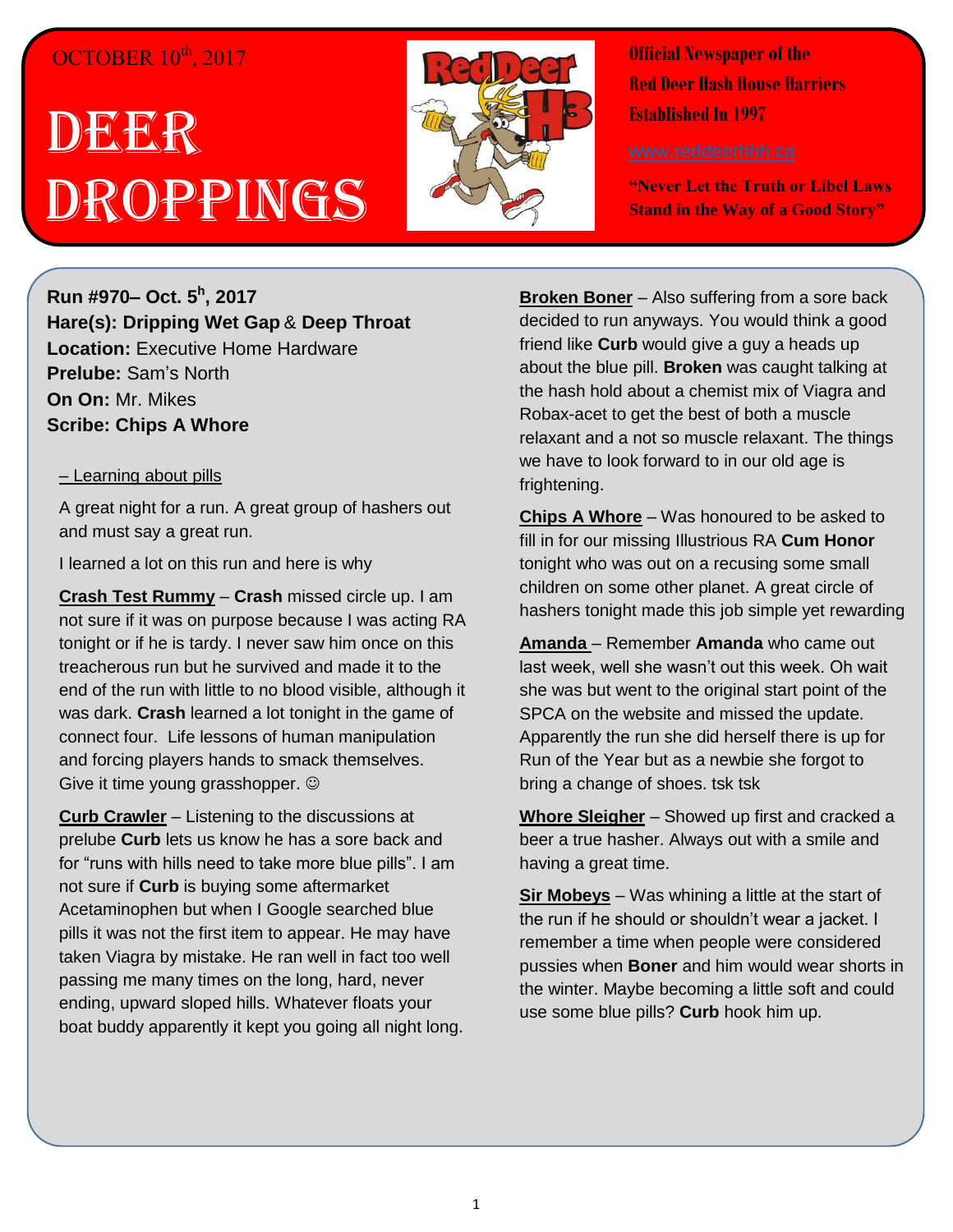OCTOBER 10th, 2017

# DEER DROPPINGS

Official Newspaper of the
Red Deer Hash House Harriers
Established In 1997

www.reddeerhhh.ca

"Never Let the Truth or Libel Laws Stand in the Way of a Good Story"

**Run #970– Oct. 5h, 2017**
**Hare(s): Dripping Wet Gap** & **Deep Throat**
**Location:** Executive Home Hardware
**Prelube:** Sam's North
**On On:** Mr. Mikes
**Scribe: Chips A Whore**

– Learning about pills

A great night for a run. A great group of hashers out and must say a great run.

I learned a lot on this run and here is why

**Crash Test Rummy** – **Crash** missed circle up. I am not sure if it was on purpose because I was acting RA tonight or if he is tardy. I never saw him once on this treacherous run but he survived and made it to the end of the run with little to no blood visible, although it was dark. **Crash** learned a lot tonight in the game of connect four. Life lessons of human manipulation and forcing players hands to smack themselves. Give it time young grasshopper. ☺

**Curb Crawler** – Listening to the discussions at prelube **Curb** lets us know he has a sore back and for "runs with hills need to take more blue pills". I am not sure if **Curb** is buying some aftermarket Acetaminophen but when I Google searched blue pills it was not the first item to appear. He may have taken Viagra by mistake. He ran well in fact too well passing me many times on the long, hard, never ending, upward sloped hills. Whatever floats your boat buddy apparently it kept you going all night long.

**Broken Boner** – Also suffering from a sore back decided to run anyways. You would think a good friend like **Curb** would give a guy a heads up about the blue pill. **Broken** was caught talking at the hash hold about a chemist mix of Viagra and Robax-acet to get the best of both a muscle relaxant and a not so muscle relaxant. The things we have to look forward to in our old age is frightening.

**Chips A Whore** – Was honoured to be asked to fill in for our missing Illustrious RA **Cum Honor** tonight who was out on a recusing some small children on some other planet. A great circle of hashers tonight made this job simple yet rewarding

**Amanda** – Remember **Amanda** who came out last week, well she wasn't out this week. Oh wait she was but went to the original start point of the SPCA on the website and missed the update. Apparently the run she did herself there is up for Run of the Year but as a newbie she forgot to bring a change of shoes. tsk tsk

**Whore Sleigher** – Showed up first and cracked a beer a true hasher. Always out with a smile and having a great time.

**Sir Mobeys** – Was whining a little at the start of the run if he should or shouldn't wear a jacket. I remember a time when people were considered pussies when **Boner** and him would wear shorts in the winter. Maybe becoming a little soft and could use some blue pills? **Curb** hook him up.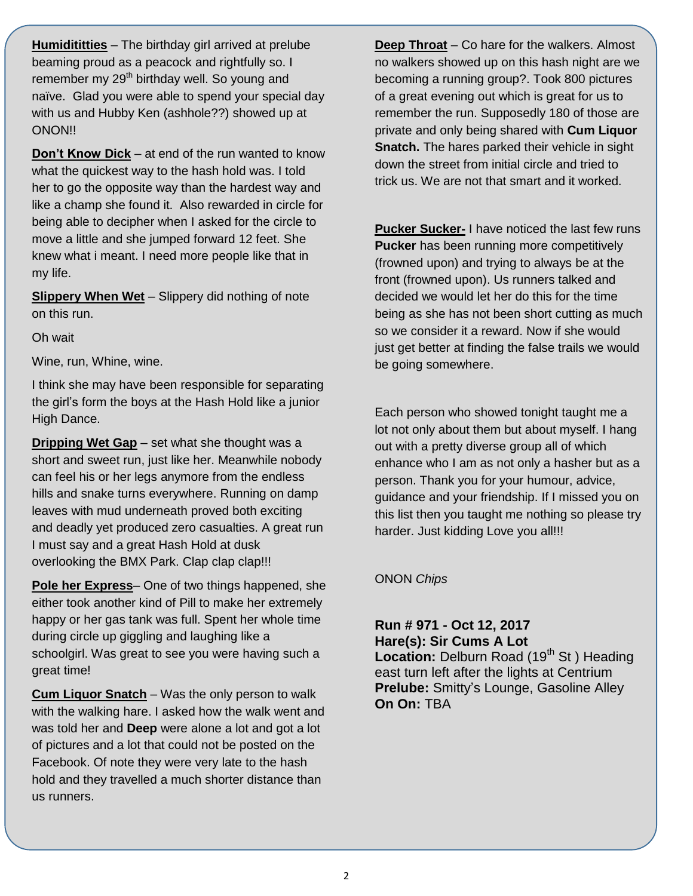**Humidititties** – The birthday girl arrived at prelube beaming proud as a peacock and rightfully so. I remember my 29th birthday well. So young and naïve. Glad you were able to spend your special day with us and Hubby Ken (ashhole??) showed up at ONON!!

**Don't Know Dick** – at end of the run wanted to know what the quickest way to the hash hold was. I told her to go the opposite way than the hardest way and like a champ she found it. Also rewarded in circle for being able to decipher when I asked for the circle to move a little and she jumped forward 12 feet. She knew what i meant. I need more people like that in my life.

**Slippery When Wet** – Slippery did nothing of note on this run.

Oh wait

Wine, run, Whine, wine.

I think she may have been responsible for separating the girl's form the boys at the Hash Hold like a junior High Dance.

**Dripping Wet Gap** – set what she thought was a short and sweet run, just like her. Meanwhile nobody can feel his or her legs anymore from the endless hills and snake turns everywhere. Running on damp leaves with mud underneath proved both exciting and deadly yet produced zero casualties. A great run I must say and a great Hash Hold at dusk overlooking the BMX Park. Clap clap clap!!!

**Pole her Express**– One of two things happened, she either took another kind of Pill to make her extremely happy or her gas tank was full. Spent her whole time during circle up giggling and laughing like a schoolgirl. Was great to see you were having such a great time!

**Cum Liquor Snatch** – Was the only person to walk with the walking hare. I asked how the walk went and was told her and **Deep** were alone a lot and got a lot of pictures and a lot that could not be posted on the Facebook. Of note they were very late to the hash hold and they travelled a much shorter distance than us runners.

**Deep Throat** – Co hare for the walkers. Almost no walkers showed up on this hash night are we becoming a running group?. Took 800 pictures of a great evening out which is great for us to remember the run. Supposedly 180 of those are private and only being shared with **Cum Liquor Snatch.** The hares parked their vehicle in sight down the street from initial circle and tried to trick us. We are not that smart and it worked.

**Pucker Sucker-** I have noticed the last few runs **Pucker** has been running more competitively (frowned upon) and trying to always be at the front (frowned upon). Us runners talked and decided we would let her do this for the time being as she has not been short cutting as much so we consider it a reward. Now if she would just get better at finding the false trails we would be going somewhere.

Each person who showed tonight taught me a lot not only about them but about myself. I hang out with a pretty diverse group all of which enhance who I am as not only a hasher but as a person. Thank you for your humour, advice, guidance and your friendship. If I missed you on this list then you taught me nothing so please try harder. Just kidding Love you all!!!

ONON *Chips*

**Run # 971 - Oct 12, 2017**
**Hare(s): Sir Cums A Lot**
**Location:** Delburn Road (19th St ) Heading east turn left after the lights at Centrium
**Prelube:** Smitty's Lounge, Gasoline Alley
**On On:** TBA